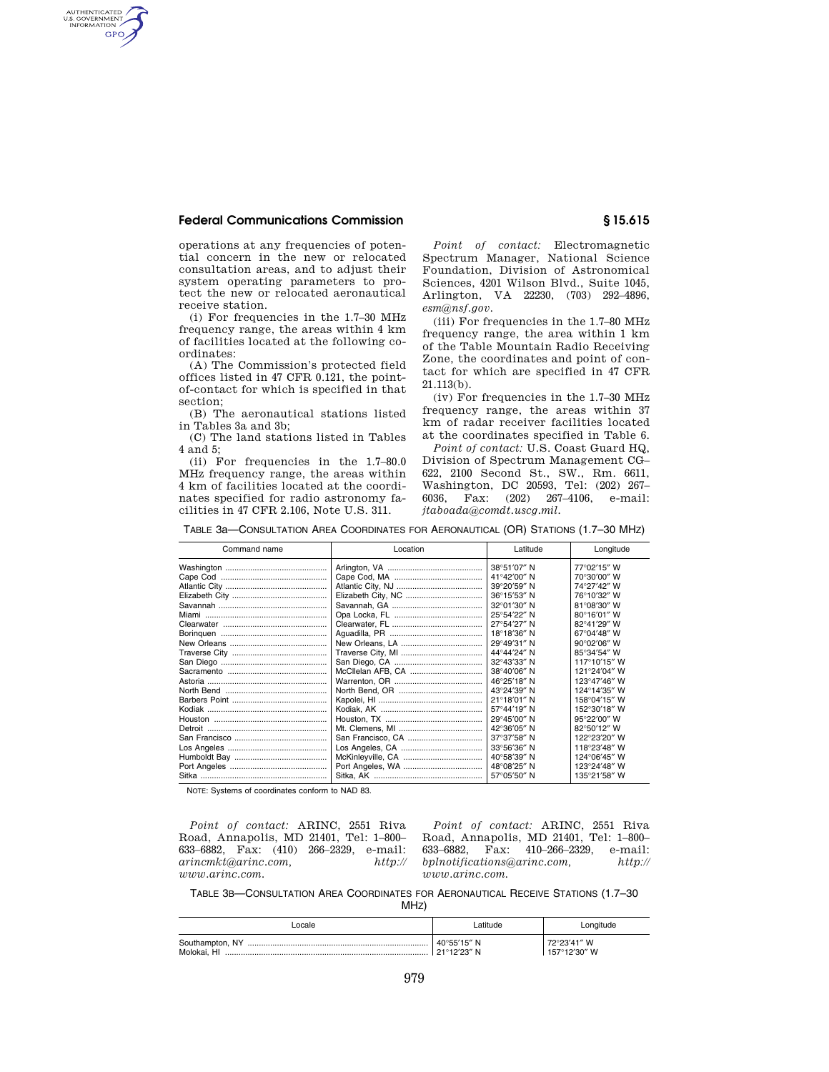operations at any frequencies of potential concern in the new or relocated consultation areas, and to adjust their system operating parameters to protect the new or relocated aeronautical receive station.

(i) For frequencies in the 1.7–30 MHz frequency range, the areas within 4 km of facilities located at the following coordinates:

(A) The Commission's protected field offices listed in 47 CFR 0.121, the point-of-contact for which is specified in that section;

(B) The aeronautical stations listed in Tables 3a and 3b;

(C) The land stations listed in Tables 4 and 5;

(ii) For frequencies in the 1.7–80.0 MHz frequency range, the areas within 4 km of facilities located at the coordinates specified for radio astronomy facilities in 47 CFR 2.106, Note U.S. 311.

*Point of contact:* Electromagnetic Spectrum Manager, National Science Foundation, Division of Astronomical Sciences, 4201 Wilson Blvd., Suite 1045, Arlington, VA 22230, (703) 292–4896, *esm@nsf.gov*.

(iii) For frequencies in the 1.7–80 MHz frequency range, the area within 1 km of the Table Mountain Radio Receiving Zone, the coordinates and point of contact for which are specified in 47 CFR 21.113(b).

(iv) For frequencies in the 1.7–30 MHz frequency range, the areas within 37 km of radar receiver facilities located at the coordinates specified in Table 6.

*Point of contact:* U.S. Coast Guard HQ, Division of Spectrum Management CG–622, 2100 Second St., SW., Rm. 6611, Washington, DC 20593, Tel: (202) 267–6036, Fax: (202) 267–4106, e-mail: *jtaboada@comdt.uscg.mil*.

TABLE 3a—CONSULTATION AREA COORDINATES FOR AERONAUTICAL (OR) STATIONS (1.7–30 MHz)

| Command name | Location | Latitude | Longitude |
|---|---|---|---|
| Washington | Arlington, VA | 38°51′07″ N | 77°02′15″ W |
| Cape Cod | Cape Cod, MA | 41°42′00″ N | 70°30′00″ W |
| Atlantic City | Atlantic City, NJ | 39°20′59″ N | 74°27′42″ W |
| Elizabeth City | Elizabeth City, NC | 36°15′53″ N | 76°10′32″ W |
| Savannah | Savannah, GA | 32°01′30″ N | 81°08′30″ W |
| Miami | Opa Locka, FL | 25°54′22″ N | 80°16′01″ W |
| Clearwater | Clearwater, FL | 27°54′27″ N | 82°41′29″ W |
| Borinquen | Aguadilla, PR | 18°18′36″ N | 67°04′48″ W |
| New Orleans | New Orleans, LA | 29°49′31″ N | 90°02′06″ W |
| Traverse City | Traverse City, MI | 44°44′24″ N | 85°34′54″ W |
| San Diego | San Diego, CA | 32°43′33″ N | 117°10′15″ W |
| Sacramento | McCllelan AFB, CA | 38°40′06″ N | 121°24′04″ W |
| Astoria | Warrenton, OR | 46°25′18″ N | 123°47′46″ W |
| North Bend | North Bend, OR | 43°24′39″ N | 124°14′35″ W |
| Barbers Point | Kapolei, HI | 21°18′01″ N | 158°04′15″ W |
| Kodiak | Kodiak, AK | 57°44′19″ N | 152°30′18″ W |
| Houston | Houston, TX | 29°45′00″ N | 95°22′00″ W |
| Detroit | Mt. Clemens, MI | 42°36′05″ N | 82°50′12″ W |
| San Francisco | San Francisco, CA | 37°37′58″ N | 122°23′20″ W |
| Los Angeles | Los Angeles, CA | 33°56′36″ N | 118°23′48″ W |
| Humboldt Bay | McKinleyville, CA | 40°58′39″ N | 124°06′45″ W |
| Port Angeles | Port Angeles, WA | 48°08′25″ N | 123°24′48″ W |
| Sitka | Sitka, AK | 57°05′50″ N | 135°21′58″ W |

NOTE: Systems of coordinates conform to NAD 83.

*Point of contact:* ARINC, 2551 Riva Road, Annapolis, MD 21401, Tel: 1–800–633–6882, Fax: (410) 266–2329, e-mail: *arincmkt@arinc.com*, *http://www.arinc.com*.

*Point of contact:* ARINC, 2551 Riva Road, Annapolis, MD 21401, Tel: 1–800–633–6882, Fax: 410–266–2329, e-mail: *bplnotifications@arinc.com*, *http://www.arinc.com*.

TABLE 3B—CONSULTATION AREA COORDINATES FOR AERONAUTICAL RECEIVE STATIONS (1.7–30 MHz)

| Locale | Latitude | Longitude |
|---|---|---|
| Southampton, NY | 40°55′15″ N | 72°23′41″ W |
| Molokai, HI | 21°12′23″ N | 157°12′30″ W |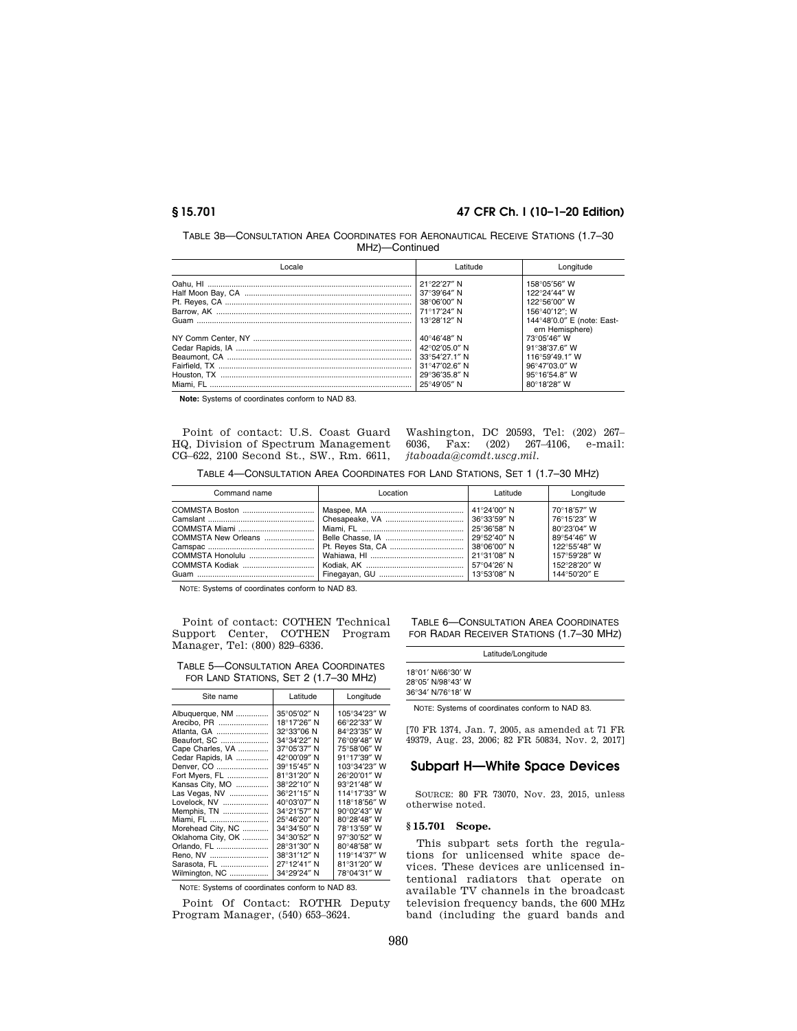TABLE 3B—CONSULTATION AREA COORDINATES FOR AERONAUTICAL RECEIVE STATIONS (1.7–30 MHZ)—Continued

| Locale | Latitude | Longitude |
|---|---|---|
| Oahu, HI | 21°22′27″ N | 158°05′56″ W |
| Half Moon Bay, CA | 37°39′64″ N | 122°24′44″ W |
| Pt. Reyes, CA | 38°06′00″ N | 122°56′00″ W |
| Barrow, AK | 71°17′24″ N | 156°40′12″; W |
| Guam | 13°28′12″ N | 144°48′0.0″ E (note: Eastern Hemisphere) |
| NY Comm Center, NY | 40°46′48″ N | 73°05′46″ W |
| Cedar Rapids, IA | 42°02′05.0″ N | 91°38′37.6″ W |
| Beaumont, CA | 33°54′27.1″ N | 116°59′49.1″ W |
| Fairfield, TX | 31°47′02.6″ N | 96°47′03.0″ W |
| Houston, TX | 29°36′35.8″ N | 95°16′54.8″ W |
| Miami, FL | 25°49′05″ N | 80°18′28″ W |

**Note:** Systems of coordinates conform to NAD 83.

Point of contact: U.S. Coast Guard HQ, Division of Spectrum Management CG–622, 2100 Second St., SW., Rm. 6611, Washington, DC 20593, Tel: (202) 267–6036, Fax: (202) 267–4106, e-mail: *jtaboada@comdt.uscg.mil.*

TABLE 4—CONSULTATION AREA COORDINATES FOR LAND STATIONS, SET 1 (1.7–30 MHZ)

| Command name | Location | Latitude | Longitude |
|---|---|---|---|
| COMMSTA Boston | Maspee, MA | 41°24′00″ N | 70°18′57″ W |
| Camslant | Chesapeake, VA | 36°33′59″ N | 76°15′23″ W |
| COMMSTA Miami | Miami, FL | 25°36′58″ N | 80°23′04″ W |
| COMMSTA New Orleans | Belle Chasse, IA | 29°52′40″ N | 89°54′46″ W |
| Camspac | Pt. Reyes Sta, CA | 38°06′00″ N | 122°55′48″ W |
| COMMSTA Honolulu | Wahiawa, HI | 21°31′08″ N | 157°59′28″ W |
| COMMSTA Kodiak | Kodiak, AK | 57°04′26′ N | 152°28′20″ W |
| Guam | Finegayan, GU | 13°53′08″ N | 144°50′20″ E |

NOTE: Systems of coordinates conform to NAD 83.

Point of contact: COTHEN Technical Support Center, COTHEN Program Manager, Tel: (800) 829–6336.

TABLE 5—CONSULTATION AREA COORDINATES FOR LAND STATIONS, SET 2 (1.7–30 MHZ)

| Site name | Latitude | Longitude |
|---|---|---|
| Albuquerque, NM | 35°05′02″ N | 105°34′23″ W |
| Arecibo, PR | 18°17′26″ N | 66°22′33″ W |
| Atlanta, GA | 32°33′06 N | 84°23′35″ W |
| Beaufort, SC | 34°34′22″ N | 76°09′48″ W |
| Cape Charles, VA | 37°05′37″ N | 75°58′06″ W |
| Cedar Rapids, IA | 42°00′09″ N | 91°17′39″ W |
| Denver, CO | 39°15′45″ N | 103°34′23″ W |
| Fort Myers, FL | 81°31′20″ N | 26°20′01″ W |
| Kansas City, MO | 38°22′10″ N | 93°21′48″ W |
| Las Vegas, NV | 36°21′15″ N | 114°17′33″ W |
| Lovelock, NV | 40°03′07″ N | 118°18′56″ W |
| Memphis, TN | 34°21′57″ N | 90°02′43″ W |
| Miami, FL | 25°46′20″ N | 80°28′48″ W |
| Morehead City, NC | 34°34′50″ N | 78°13′59″ W |
| Oklahoma City, OK | 34°30′52″ N | 97°30′52″ W |
| Orlando, FL | 28°31′30″ N | 80°48′58″ W |
| Reno, NV | 38°31′12″ N | 119°14′37″ W |
| Sarasota, FL | 27°12′41″ N | 81°31′20″ W |
| Wilmington, NC | 34°29′24″ N | 78°04′31″ W |

NOTE: Systems of coordinates conform to NAD 83.

Point Of Contact: ROTHR Deputy Program Manager, (540) 653–3624.

TABLE 6—CONSULTATION AREA COORDINATES FOR RADAR RECEIVER STATIONS (1.7–30 MHZ)

| Latitude/Longitude |
|---|
| 18°01′ N/66°30′ W |
| 28°05′ N/98°43′ W |
| 36°34′ N/76°18′ W |

NOTE: Systems of coordinates conform to NAD 83.

[70 FR 1374, Jan. 7, 2005, as amended at 71 FR 49379, Aug. 23, 2006; 82 FR 50834, Nov. 2, 2017]

## Subpart H—White Space Devices

SOURCE: 80 FR 73070, Nov. 23, 2015, unless otherwise noted.

### § 15.701 Scope.

This subpart sets forth the regulations for unlicensed white space devices. These devices are unlicensed intentional radiators that operate on available TV channels in the broadcast television frequency bands, the 600 MHz band (including the guard bands and